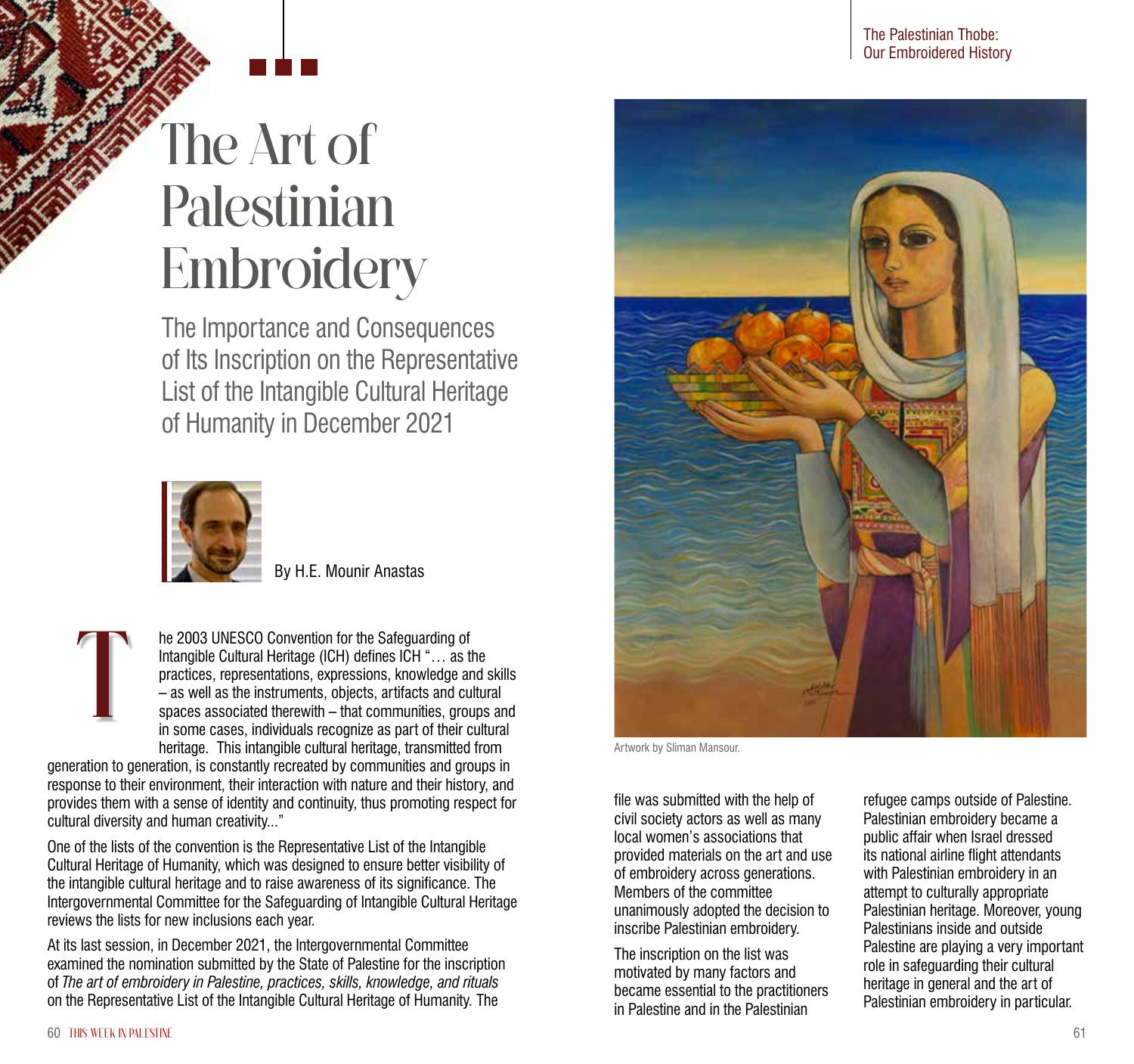# The Art of Palestinian Embroidery

## The Importance and Consequences of Its Inscription on the Representative List of the Intangible Cultural Heritage of Humanity in December 2021

By H.E. Mounir Anastas

The 2003 UNESCO Convention for the Safeguarding of Intangible Cultural Heritage (ICH) defines ICH "… as the practices, representations, expressions, knowledge and skills – as well as the instruments, objects, artifacts and cultural spaces associated therewith – that communities, groups and in some cases, individuals recognize as part of their cultural heritage. This intangible cultural heritage, transmitted from generation to generation, is constantly recreated by communities and groups in response to their environment, their interaction with nature and their history, and provides them with a sense of identity and continuity, thus promoting respect for cultural diversity and human creativity..."

One of the lists of the convention is the Representative List of the Intangible Cultural Heritage of Humanity, which was designed to ensure better visibility of the intangible cultural heritage and to raise awareness of its significance. The Intergovernmental Committee for the Safeguarding of Intangible Cultural Heritage reviews the lists for new inclusions each year.

At its last session, in December 2021, the Intergovernmental Committee examined the nomination submitted by the State of Palestine for the inscription of *The art of embroidery in Palestine, practices, skills, knowledge, and rituals* on the Representative List of the Intangible Cultural Heritage of Humanity. The file was submitted with the help of civil society actors as well as many local women's associations that provided materials on the art and use of embroidery across generations. Members of the committee unanimously adopted the decision to inscribe Palestinian embroidery.

Artwork by Sliman Mansour.

The inscription on the list was motivated by many factors and became essential to the practitioners in Palestine and in the Palestinian refugee camps outside of Palestine. Palestinian embroidery became a public affair when Israel dressed its national airline flight attendants with Palestinian embroidery in an attempt to culturally appropriate Palestinian heritage. Moreover, young Palestinians inside and outside Palestine are playing a very important role in safeguarding their cultural heritage in general and the art of Palestinian embroidery in particular.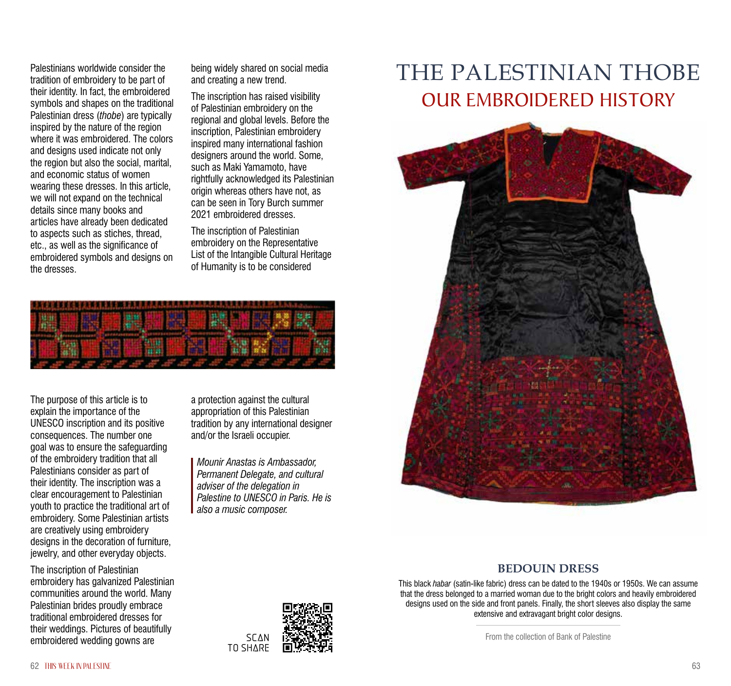Palestinians worldwide consider the tradition of embroidery to be part of their identity. In fact, the embroidered symbols and shapes on the traditional Palestinian dress (*thobe*) are typically inspired by the nature of the region where it was embroidered. The colors and designs used indicate not only the region but also the social, marital, and economic status of women wearing these dresses. In this article, we will not expand on the technical details since many books and articles have already been dedicated to aspects such as stiches, thread, etc., as well as the significance of embroidered symbols and designs on the dresses.

The purpose of this article is to explain the importance of the UNESCO inscription and its positive consequences. The number one goal was to ensure the safeguarding of the embroidery tradition that all Palestinians consider as part of their identity. The inscription was a clear encouragement to Palestinian youth to practice the traditional art of embroidery. Some Palestinian artists are creatively using embroidery designs in the decoration of furniture, jewelry, and other everyday objects.

The inscription of Palestinian embroidery has galvanized Palestinian communities around the world. Many Palestinian brides proudly embrace traditional embroidered dresses for their weddings. Pictures of beautifully embroidered wedding gowns are being widely shared on social media and creating a new trend.

The inscription has raised visibility of Palestinian embroidery on the regional and global levels. Before the inscription, Palestinian embroidery inspired many international fashion designers around the world. Some, such as Maki Yamamoto, have rightfully acknowledged its Palestinian origin whereas others have not, as can be seen in Tory Burch summer 2021 embroidered dresses.

The inscription of Palestinian embroidery on the Representative List of the Intangible Cultural Heritage of Humanity is to be considered a protection against the cultural appropriation of this Palestinian tradition by any international designer and/or the Israeli occupier.

*Mounir Anastas is Ambassador, Permanent Delegate, and cultural adviser of the delegation in Palestine to UNESCO in Paris. He is also a music composer.*

SCAN TO SHARE

# THE PALESTINIAN THOBE
## OUR EMBROIDERED HISTORY

### BEDOUIN DRESS

This black *habar* (satin-like fabric) dress can be dated to the 1940s or 1950s. We can assume that the dress belonged to a married woman due to the bright colors and heavily embroidered designs used on the side and front panels. Finally, the short sleeves also display the same extensive and extravagant bright color designs.

From the collection of Bank of Palestine